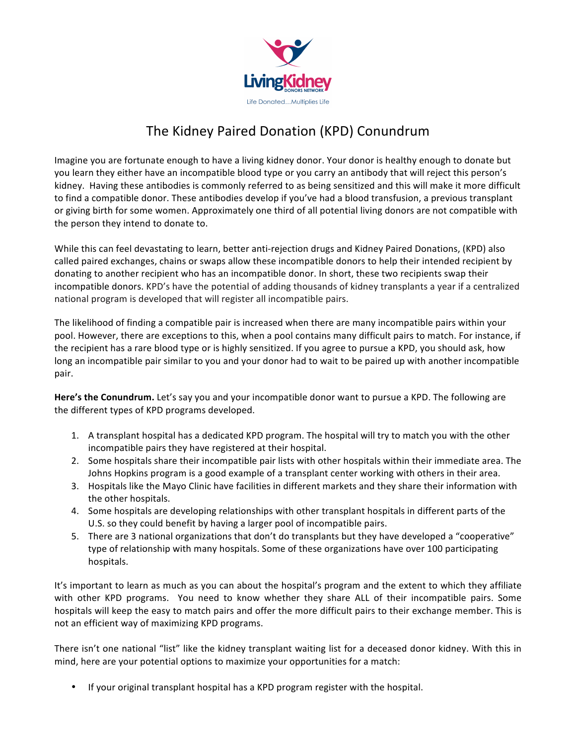LivingKidney DONORS NETWORK

Life Donated...Multiplies Life

# The Kidney Paired Donation (KPD) Conundrum

Imagine you are fortunate enough to have a living kidney donor. Your donor is healthy enough to donate but you learn they either have an incompatible blood type or you carry an antibody that will reject this person's kidney. Having these antibodies is commonly referred to as being sensitized and this will make it more difficult to find a compatible donor. These antibodies develop if you've had a blood transfusion, a previous transplant or giving birth for some women. Approximately one third of all potential living donors are not compatible with the person they intend to donate to.

While this can feel devastating to learn, better anti-rejection drugs and Kidney Paired Donations, (KPD) also called paired exchanges, chains or swaps allow these incompatible donors to help their intended recipient by donating to another recipient who has an incompatible donor. In short, these two recipients swap their incompatible donors. KPD's have the potential of adding thousands of kidney transplants a year if a centralized national program is developed that will register all incompatible pairs.

The likelihood of finding a compatible pair is increased when there are many incompatible pairs within your pool. However, there are exceptions to this, when a pool contains many difficult pairs to match. For instance, if the recipient has a rare blood type or is highly sensitized. If you agree to pursue a KPD, you should ask, how long an incompatible pair similar to you and your donor had to wait to be paired up with another incompatible pair.

**Here's the Conundrum.** Let's say you and your incompatible donor want to pursue a KPD. The following are the different types of KPD programs developed.

1. A transplant hospital has a dedicated KPD program. The hospital will try to match you with the other incompatible pairs they have registered at their hospital.
2. Some hospitals share their incompatible pair lists with other hospitals within their immediate area. The Johns Hopkins program is a good example of a transplant center working with others in their area.
3. Hospitals like the Mayo Clinic have facilities in different markets and they share their information with the other hospitals.
4. Some hospitals are developing relationships with other transplant hospitals in different parts of the U.S. so they could benefit by having a larger pool of incompatible pairs.
5. There are 3 national organizations that don't do transplants but they have developed a "cooperative" type of relationship with many hospitals. Some of these organizations have over 100 participating hospitals.

It's important to learn as much as you can about the hospital's program and the extent to which they affiliate with other KPD programs. You need to know whether they share ALL of their incompatible pairs. Some hospitals will keep the easy to match pairs and offer the more difficult pairs to their exchange member. This is not an efficient way of maximizing KPD programs.

There isn't one national "list" like the kidney transplant waiting list for a deceased donor kidney. With this in mind, here are your potential options to maximize your opportunities for a match:

- If your original transplant hospital has a KPD program register with the hospital.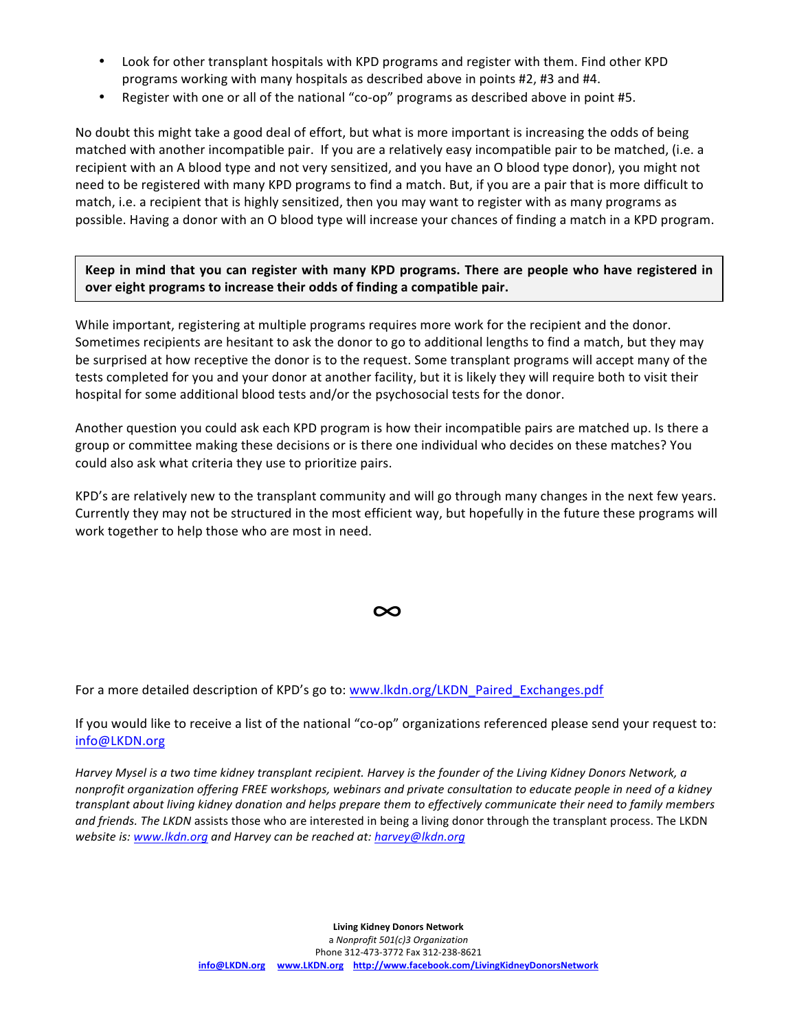- Look for other transplant hospitals with KPD programs and register with them. Find other KPD programs working with many hospitals as described above in points #2, #3 and #4.
- Register with one or all of the national "co-op" programs as described above in point #5.

No doubt this might take a good deal of effort, but what is more important is increasing the odds of being matched with another incompatible pair. If you are a relatively easy incompatible pair to be matched, (i.e. a recipient with an A blood type and not very sensitized, and you have an O blood type donor), you might not need to be registered with many KPD programs to find a match. But, if you are a pair that is more difficult to match, i.e. a recipient that is highly sensitized, then you may want to register with as many programs as possible. Having a donor with an O blood type will increase your chances of finding a match in a KPD program.

**Keep in mind that you can register with many KPD programs. There are people who have registered in over eight programs to increase their odds of finding a compatible pair.**

While important, registering at multiple programs requires more work for the recipient and the donor. Sometimes recipients are hesitant to ask the donor to go to additional lengths to find a match, but they may be surprised at how receptive the donor is to the request. Some transplant programs will accept many of the tests completed for you and your donor at another facility, but it is likely they will require both to visit their hospital for some additional blood tests and/or the psychosocial tests for the donor.

Another question you could ask each KPD program is how their incompatible pairs are matched up. Is there a group or committee making these decisions or is there one individual who decides on these matches? You could also ask what criteria they use to prioritize pairs.

KPD's are relatively new to the transplant community and will go through many changes in the next few years. Currently they may not be structured in the most efficient way, but hopefully in the future these programs will work together to help those who are most in need.

∞

For a more detailed description of KPD's go to: www.lkdn.org/LKDN_Paired_Exchanges.pdf

If you would like to receive a list of the national "co-op" organizations referenced please send your request to: info@LKDN.org

*Harvey Mysel is a two time kidney transplant recipient. Harvey is the founder of the Living Kidney Donors Network, a nonprofit organization offering FREE workshops, webinars and private consultation to educate people in need of a kidney transplant about living kidney donation and helps prepare them to effectively communicate their need to family members and friends. The LKDN* assists those who are interested in being a living donor through the transplant process. The LKDN *website is: www.lkdn.org and Harvey can be reached at: harvey@lkdn.org*

**Living Kidney Donors Network**
a *Nonprofit 501(c)3 Organization*
Phone 312-473-3772 Fax 312-238-8621
**info@LKDN.org www.LKDN.org http://www.facebook.com/LivingKidneyDonorsNetwork**